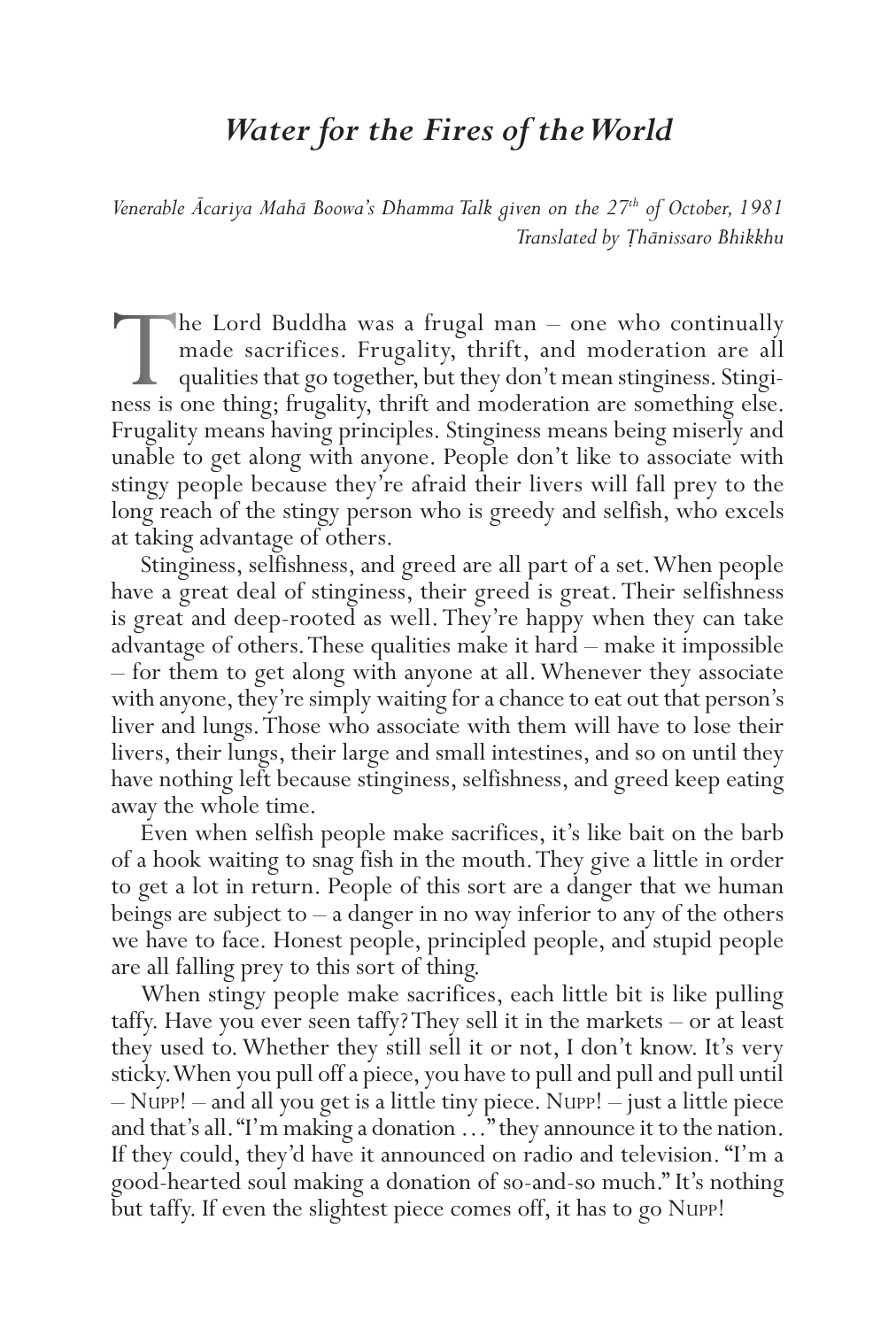# *Water for the Fires of the World*

*Venerable Ācariya Mahā Boowa's Dhamma Talk given on the 27th of October, 1981*
*Translated by Ṭhānissaro Bhikkhu*

The Lord Buddha was a frugal man – one who continually made sacrifices. Frugality, thrift, and moderation are all qualities that go together, but they don't mean stinginess. Stinginess is one thing; frugality, thrift and moderation are something else. Frugality means having principles. Stinginess means being miserly and unable to get along with anyone. People don't like to associate with stingy people because they're afraid their livers will fall prey to the long reach of the stingy person who is greedy and selfish, who excels at taking advantage of others.

Stinginess, selfishness, and greed are all part of a set. When people have a great deal of stinginess, their greed is great. Their selfishness is great and deep-rooted as well. They're happy when they can take advantage of others. These qualities make it hard – make it impossible – for them to get along with anyone at all. Whenever they associate with anyone, they're simply waiting for a chance to eat out that person's liver and lungs. Those who associate with them will have to lose their livers, their lungs, their large and small intestines, and so on until they have nothing left because stinginess, selfishness, and greed keep eating away the whole time.

Even when selfish people make sacrifices, it's like bait on the barb of a hook waiting to snag fish in the mouth. They give a little in order to get a lot in return. People of this sort are a danger that we human beings are subject to – a danger in no way inferior to any of the others we have to face. Honest people, principled people, and stupid people are all falling prey to this sort of thing.

When stingy people make sacrifices, each little bit is like pulling taffy. Have you ever seen taffy? They sell it in the markets – or at least they used to. Whether they still sell it or not, I don't know. It's very sticky. When you pull off a piece, you have to pull and pull and pull until – Nupp! – and all you get is a little tiny piece. Nupp! – just a little piece and that's all. "I'm making a donation …" they announce it to the nation. If they could, they'd have it announced on radio and television. "I'm a good-hearted soul making a donation of so-and-so much." It's nothing but taffy. If even the slightest piece comes off, it has to go Nupp!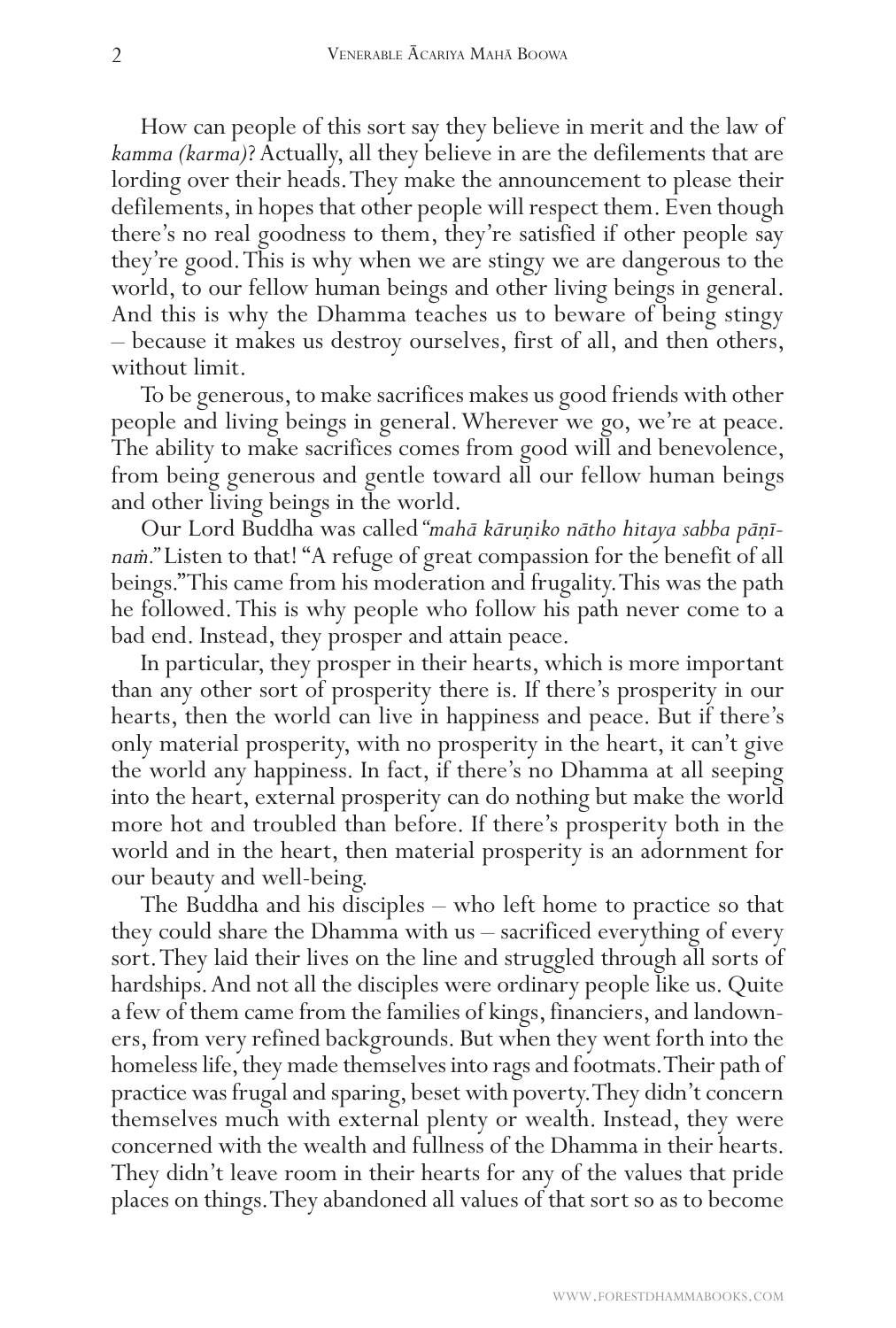How can people of this sort say they believe in merit and the law of *kamma (karma)*? Actually, all they believe in are the defilements that are lording over their heads. They make the announcement to please their defilements, in hopes that other people will respect them. Even though there's no real goodness to them, they're satisfied if other people say they're good. This is why when we are stingy we are dangerous to the world, to our fellow human beings and other living beings in general. And this is why the Dhamma teaches us to beware of being stingy – because it makes us destroy ourselves, first of all, and then others, without limit.

To be generous, to make sacrifices makes us good friends with other people and living beings in general. Wherever we go, we're at peace. The ability to make sacrifices comes from good will and benevolence, from being generous and gentle toward all our fellow human beings and other living beings in the world.

Our Lord Buddha was called *"mahā kāruṇiko nātho hitaya sabba pāṇīnaṁ."* Listen to that! "A refuge of great compassion for the benefit of all beings." This came from his moderation and frugality. This was the path he followed. This is why people who follow his path never come to a bad end. Instead, they prosper and attain peace.

In particular, they prosper in their hearts, which is more important than any other sort of prosperity there is. If there's prosperity in our hearts, then the world can live in happiness and peace. But if there's only material prosperity, with no prosperity in the heart, it can't give the world any happiness. In fact, if there's no Dhamma at all seeping into the heart, external prosperity can do nothing but make the world more hot and troubled than before. If there's prosperity both in the world and in the heart, then material prosperity is an adornment for our beauty and well-being.

The Buddha and his disciples – who left home to practice so that they could share the Dhamma with us – sacrificed everything of every sort. They laid their lives on the line and struggled through all sorts of hardships. And not all the disciples were ordinary people like us. Quite a few of them came from the families of kings, financiers, and landowners, from very refined backgrounds. But when they went forth into the homeless life, they made themselves into rags and footmats. Their path of practice was frugal and sparing, beset with poverty. They didn't concern themselves much with external plenty or wealth. Instead, they were concerned with the wealth and fullness of the Dhamma in their hearts. They didn't leave room in their hearts for any of the values that pride places on things. They abandoned all values of that sort so as to become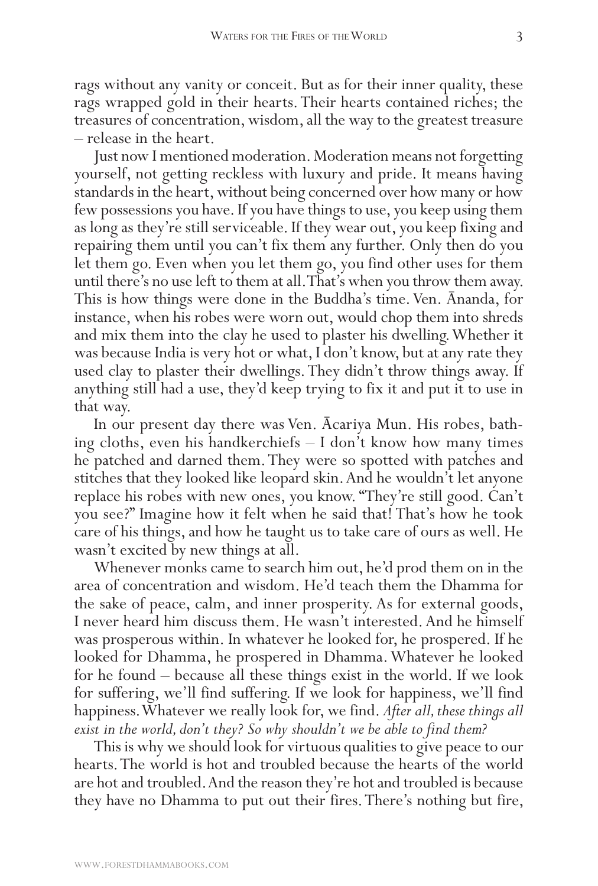rags without any vanity or conceit. But as for their inner quality, these rags wrapped gold in their hearts. Their hearts contained riches; the treasures of concentration, wisdom, all the way to the greatest treasure – release in the heart.

Just now I mentioned moderation. Moderation means not forgetting yourself, not getting reckless with luxury and pride. It means having standards in the heart, without being concerned over how many or how few possessions you have. If you have things to use, you keep using them as long as they're still serviceable. If they wear out, you keep fixing and repairing them until you can't fix them any further. Only then do you let them go. Even when you let them go, you find other uses for them until there's no use left to them at all. That's when you throw them away. This is how things were done in the Buddha's time. Ven. Ānanda, for instance, when his robes were worn out, would chop them into shreds and mix them into the clay he used to plaster his dwelling. Whether it was because India is very hot or what, I don't know, but at any rate they used clay to plaster their dwellings. They didn't throw things away. If anything still had a use, they'd keep trying to fix it and put it to use in that way.

In our present day there was Ven. Ācariya Mun. His robes, bathing cloths, even his handkerchiefs – I don't know how many times he patched and darned them. They were so spotted with patches and stitches that they looked like leopard skin. And he wouldn't let anyone replace his robes with new ones, you know. "They're still good. Can't you see?" Imagine how it felt when he said that! That's how he took care of his things, and how he taught us to take care of ours as well. He wasn't excited by new things at all.

Whenever monks came to search him out, he'd prod them on in the area of concentration and wisdom. He'd teach them the Dhamma for the sake of peace, calm, and inner prosperity. As for external goods, I never heard him discuss them. He wasn't interested. And he himself was prosperous within. In whatever he looked for, he prospered. If he looked for Dhamma, he prospered in Dhamma. Whatever he looked for he found – because all these things exist in the world. If we look for suffering, we'll find suffering. If we look for happiness, we'll find happiness. Whatever we really look for, we find. *After all, these things all exist in the world, don't they? So why shouldn't we be able to find them?*

This is why we should look for virtuous qualities to give peace to our hearts. The world is hot and troubled because the hearts of the world are hot and troubled. And the reason they're hot and troubled is because they have no Dhamma to put out their fires. There's nothing but fire,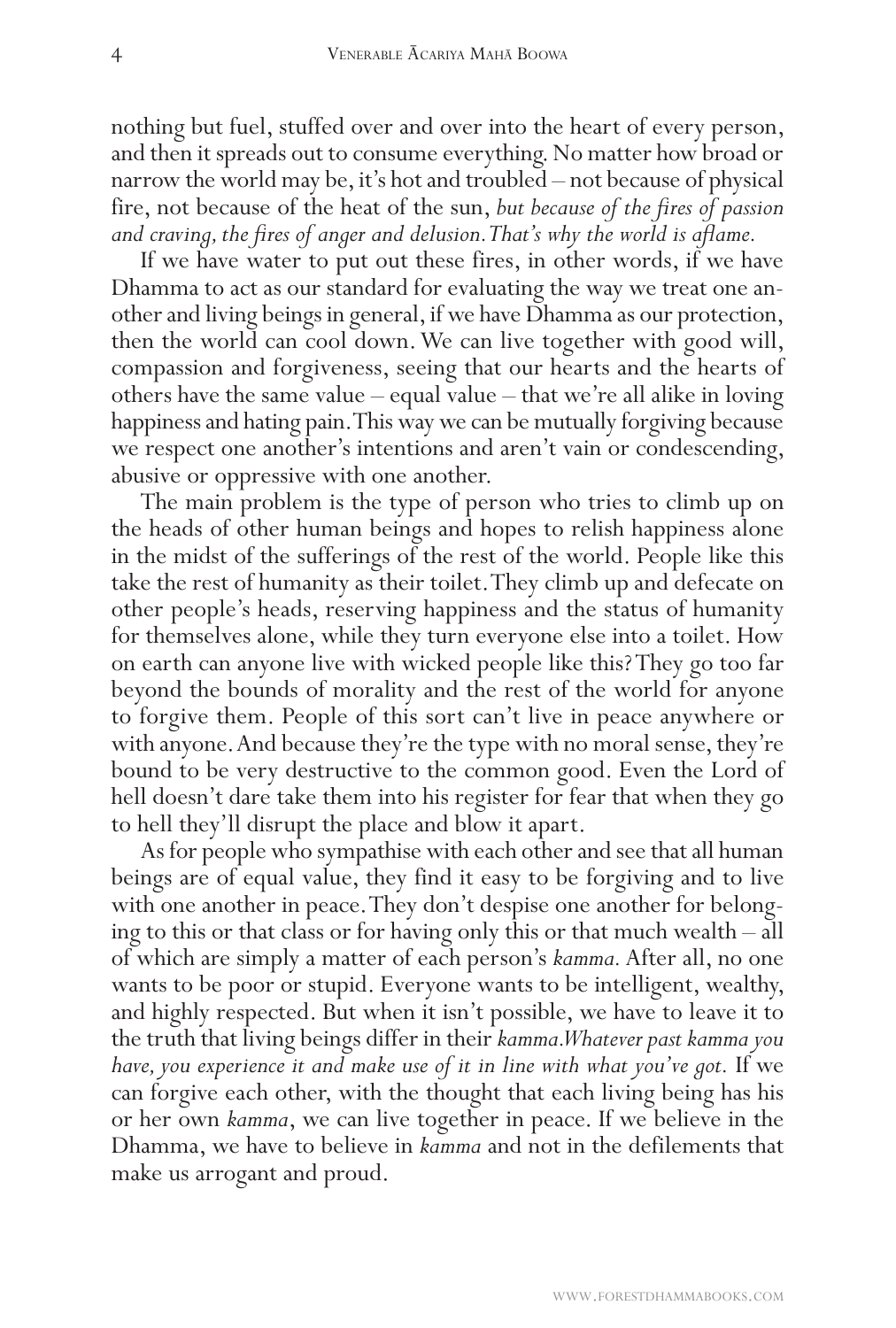nothing but fuel, stuffed over and over into the heart of every person, and then it spreads out to consume everything. No matter how broad or narrow the world may be, it's hot and troubled – not because of physical fire, not because of the heat of the sun, *but because of the fires of passion and craving, the fires of anger and delusion. That's why the world is aflame.*

If we have water to put out these fires, in other words, if we have Dhamma to act as our standard for evaluating the way we treat one another and living beings in general, if we have Dhamma as our protection, then the world can cool down. We can live together with good will, compassion and forgiveness, seeing that our hearts and the hearts of others have the same value – equal value – that we're all alike in loving happiness and hating pain. This way we can be mutually forgiving because we respect one another's intentions and aren't vain or condescending, abusive or oppressive with one another.

The main problem is the type of person who tries to climb up on the heads of other human beings and hopes to relish happiness alone in the midst of the sufferings of the rest of the world. People like this take the rest of humanity as their toilet. They climb up and defecate on other people's heads, reserving happiness and the status of humanity for themselves alone, while they turn everyone else into a toilet. How on earth can anyone live with wicked people like this? They go too far beyond the bounds of morality and the rest of the world for anyone to forgive them. People of this sort can't live in peace anywhere or with anyone. And because they're the type with no moral sense, they're bound to be very destructive to the common good. Even the Lord of hell doesn't dare take them into his register for fear that when they go to hell they'll disrupt the place and blow it apart.

As for people who sympathise with each other and see that all human beings are of equal value, they find it easy to be forgiving and to live with one another in peace. They don't despise one another for belonging to this or that class or for having only this or that much wealth – all of which are simply a matter of each person's *kamma*. After all, no one wants to be poor or stupid. Everyone wants to be intelligent, wealthy, and highly respected. But when it isn't possible, we have to leave it to the truth that living beings differ in their *kamma. Whatever past kamma you have, you experience it and make use of it in line with what you've got.* If we can forgive each other, with the thought that each living being has his or her own *kamma*, we can live together in peace. If we believe in the Dhamma, we have to believe in *kamma* and not in the defilements that make us arrogant and proud.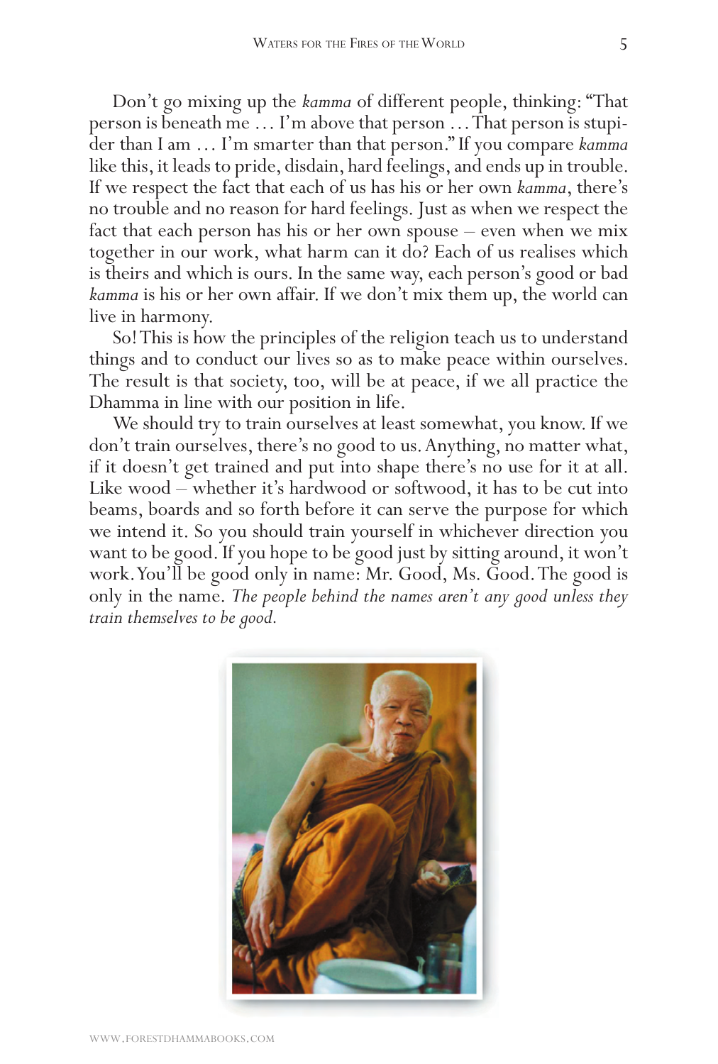Don't go mixing up the *kamma* of different people, thinking: "That person is beneath me … I'm above that person … That person is stupider than I am … I'm smarter than that person." If you compare *kamma* like this, it leads to pride, disdain, hard feelings, and ends up in trouble. If we respect the fact that each of us has his or her own *kamma*, there's no trouble and no reason for hard feelings. Just as when we respect the fact that each person has his or her own spouse – even when we mix together in our work, what harm can it do? Each of us realises which is theirs and which is ours. In the same way, each person's good or bad *kamma* is his or her own affair. If we don't mix them up, the world can live in harmony.

So! This is how the principles of the religion teach us to understand things and to conduct our lives so as to make peace within ourselves. The result is that society, too, will be at peace, if we all practice the Dhamma in line with our position in life.

We should try to train ourselves at least somewhat, you know. If we don't train ourselves, there's no good to us. Anything, no matter what, if it doesn't get trained and put into shape there's no use for it at all. Like wood – whether it's hardwood or softwood, it has to be cut into beams, boards and so forth before it can serve the purpose for which we intend it. So you should train yourself in whichever direction you want to be good. If you hope to be good just by sitting around, it won't work. You'll be good only in name: Mr. Good, Ms. Good. The good is only in the name. *The people behind the names aren't any good unless they train themselves to be good.*